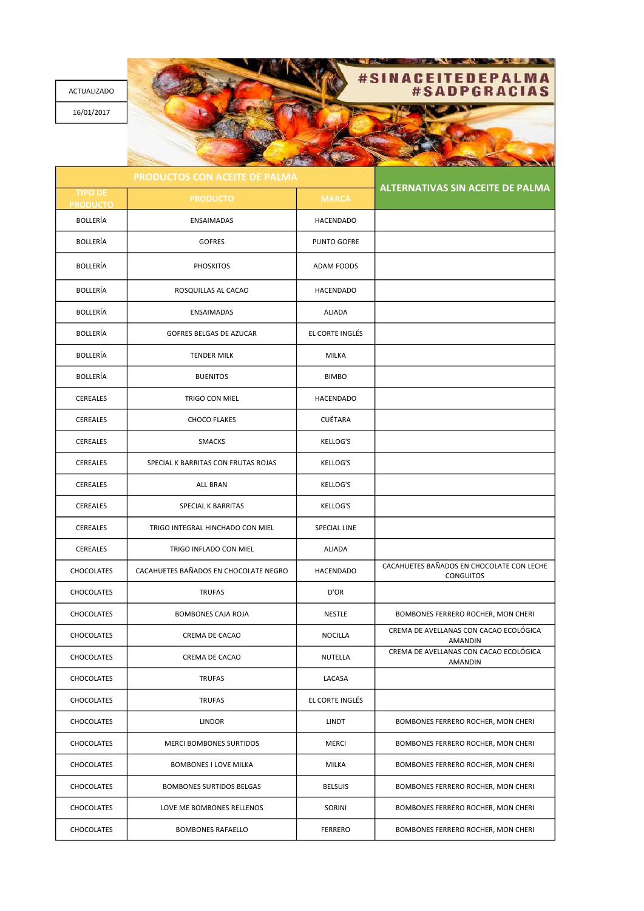| ACTUALIZADO |
| --- |
| 16/01/2017 |

#SINACEITEDEPALMA
#SADPGRACIAS

| PRODUCTOS CON ACEITE DE PALMA | | | ALTERNATIVAS SIN ACEITE DE PALMA |
| --- | --- | --- | --- |
| TIPO DE PRODUCTO | PRODUCTO | MARCA | |
| BOLLERÍA | ENSAIMADAS | HACENDADO | |
| BOLLERÍA | GOFRES | PUNTO GOFRE | |
| BOLLERÍA | PHOSKITOS | ADAM FOODS | |
| BOLLERÍA | ROSQUILLAS AL CACAO | HACENDADO | |
| BOLLERÍA | ENSAIMADAS | ALIADA | |
| BOLLERÍA | GOFRES BELGAS DE AZUCAR | EL CORTE INGLÉS | |
| BOLLERÍA | TENDER MILK | MILKA | |
| BOLLERÍA | BUENITOS | BIMBO | |
| CEREALES | TRIGO CON MIEL | HACENDADO | |
| CEREALES | CHOCO FLAKES | CUÉTARA | |
| CEREALES | SMACKS | KELLOG'S | |
| CEREALES | SPECIAL K BARRITAS CON FRUTAS ROJAS | KELLOG'S | |
| CEREALES | ALL BRAN | KELLOG'S | |
| CEREALES | SPECIAL K BARRITAS | KELLOG'S | |
| CEREALES | TRIGO INTEGRAL HINCHADO CON MIEL | SPECIAL LINE | |
| CEREALES | TRIGO INFLADO CON MIEL | ALIADA | |
| CHOCOLATES | CACAHUETES BAÑADOS EN CHOCOLATE NEGRO | HACENDADO | CACAHUETES BAÑADOS EN CHOCOLATE CON LECHE CONGUITOS |
| CHOCOLATES | TRUFAS | D'OR | |
| CHOCOLATES | BOMBONES CAJA ROJA | NESTLE | BOMBONES FERRERO ROCHER, MON CHERI |
| CHOCOLATES | CREMA DE CACAO | NOCILLA | CREMA DE AVELLANAS CON CACAO ECOLÓGICA AMANDIN |
| CHOCOLATES | CREMA DE CACAO | NUTELLA | CREMA DE AVELLANAS CON CACAO ECOLÓGICA AMANDIN |
| CHOCOLATES | TRUFAS | LACASA | |
| CHOCOLATES | TRUFAS | EL CORTE INGLÉS | |
| CHOCOLATES | LINDOR | LINDT | BOMBONES FERRERO ROCHER, MON CHERI |
| CHOCOLATES | MERCI BOMBONES SURTIDOS | MERCI | BOMBONES FERRERO ROCHER, MON CHERI |
| CHOCOLATES | BOMBONES I LOVE MILKA | MILKA | BOMBONES FERRERO ROCHER, MON CHERI |
| CHOCOLATES | BOMBONES SURTIDOS BELGAS | BELSUIS | BOMBONES FERRERO ROCHER, MON CHERI |
| CHOCOLATES | LOVE ME BOMBONES RELLENOS | SORINI | BOMBONES FERRERO ROCHER, MON CHERI |
| CHOCOLATES | BOMBONES RAFAELLO | FERRERO | BOMBONES FERRERO ROCHER, MON CHERI |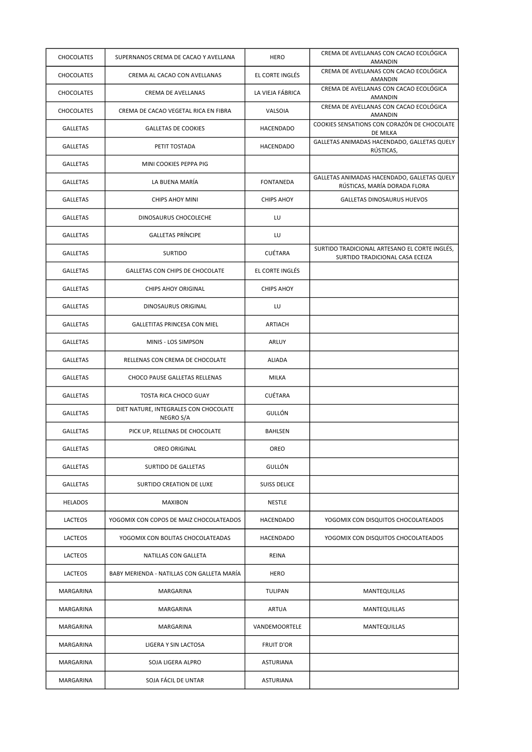| | | | |
|---|---|---|---|
| CHOCOLATES | SUPERNANOS CREMA DE CACAO Y AVELLANA | HERO | CREMA DE AVELLANAS CON CACAO ECOLÓGICA AMANDIN |
| CHOCOLATES | CREMA AL CACAO CON AVELLANAS | EL CORTE INGLÉS | CREMA DE AVELLANAS CON CACAO ECOLÓGICA AMANDIN |
| CHOCOLATES | CREMA DE AVELLANAS | LA VIEJA FÁBRICA | CREMA DE AVELLANAS CON CACAO ECOLÓGICA AMANDIN |
| CHOCOLATES | CREMA DE CACAO VEGETAL RICA EN FIBRA | VALSOIA | CREMA DE AVELLANAS CON CACAO ECOLÓGICA AMANDIN |
| GALLETAS | GALLETAS DE COOKIES | HACENDADO | COOKIES SENSATIONS CON CORAZÓN DE CHOCOLATE DE MILKA |
| GALLETAS | PETIT TOSTADA | HACENDADO | GALLETAS ANIMADAS HACENDADO, GALLETAS QUELY RÚSTICAS, |
| GALLETAS | MINI COOKIES PEPPA PIG | | |
| GALLETAS | LA BUENA MARÍA | FONTANEDA | GALLETAS ANIMADAS HACENDADO, GALLETAS QUELY RÚSTICAS, MARÍA DORADA FLORA |
| GALLETAS | CHIPS AHOY MINI | CHIPS AHOY | GALLETAS DINOSAURUS HUEVOS |
| GALLETAS | DINOSAURUS CHOCOLECHE | LU | |
| GALLETAS | GALLETAS PRÍNCIPE | LU | |
| GALLETAS | SURTIDO | CUÉTARA | SURTIDO TRADICIONAL ARTESANO EL CORTE INGLÉS, SURTIDO TRADICIONAL CASA ECEIZA |
| GALLETAS | GALLETAS CON CHIPS DE CHOCOLATE | EL CORTE INGLÉS | |
| GALLETAS | CHIPS AHOY ORIGINAL | CHIPS AHOY | |
| GALLETAS | DINOSAURUS ORIGINAL | LU | |
| GALLETAS | GALLETITAS PRINCESA CON MIEL | ARTIACH | |
| GALLETAS | MINIS - LOS SIMPSON | ARLUY | |
| GALLETAS | RELLENAS CON CREMA DE CHOCOLATE | ALIADA | |
| GALLETAS | CHOCO PAUSE GALLETAS RELLENAS | MILKA | |
| GALLETAS | TOSTA RICA CHOCO GUAY | CUÉTARA | |
| GALLETAS | DIET NATURE, INTEGRALES CON CHOCOLATE NEGRO S/A | GULLÓN | |
| GALLETAS | PICK UP, RELLENAS DE CHOCOLATE | BAHLSEN | |
| GALLETAS | OREO ORIGINAL | OREO | |
| GALLETAS | SURTIDO DE GALLETAS | GULLÓN | |
| GALLETAS | SURTIDO CREATION DE LUXE | SUISS DELICE | |
| HELADOS | MAXIBON | NESTLE | |
| LACTEOS | YOGOMIX CON COPOS DE MAIZ CHOCOLATEADOS | HACENDADO | YOGOMIX CON DISQUITOS CHOCOLATEADOS |
| LACTEOS | YOGOMIX CON BOLITAS CHOCOLATEADAS | HACENDADO | YOGOMIX CON DISQUITOS CHOCOLATEADOS |
| LACTEOS | NATILLAS CON GALLETA | REINA | |
| LACTEOS | BABY MERIENDA - NATILLAS CON GALLETA MARÍA | HERO | |
| MARGARINA | MARGARINA | TULIPAN | MANTEQUILLAS |
| MARGARINA | MARGARINA | ARTUA | MANTEQUILLAS |
| MARGARINA | MARGARINA | VANDEMOORTELE | MANTEQUILLAS |
| MARGARINA | LIGERA Y SIN LACTOSA | FRUIT D'OR | |
| MARGARINA | SOJA LIGERA ALPRO | ASTURIANA | |
| MARGARINA | SOJA FÁCIL DE UNTAR | ASTURIANA | |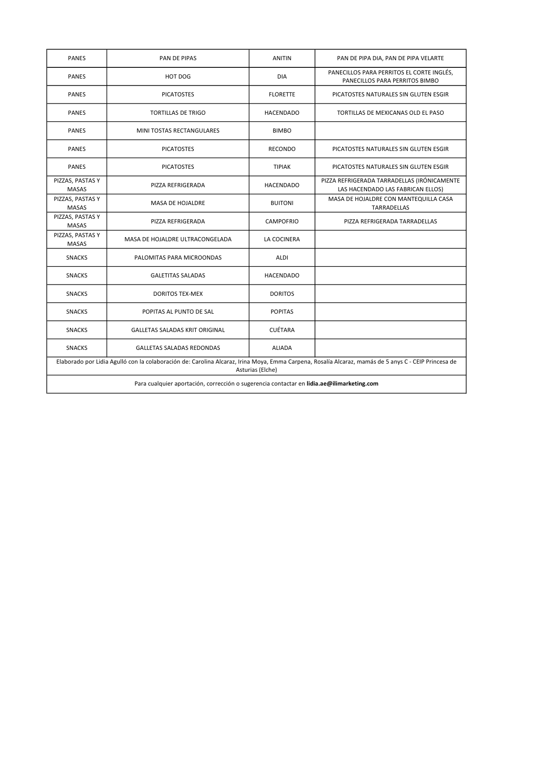| | | | |
|---|---|---|---|
| PANES | PAN DE PIPAS | ANITIN | PAN DE PIPA DIA, PAN DE PIPA VELARTE |
| PANES | HOT DOG | DIA | PANECILLOS PARA PERRITOS EL CORTE INGLÉS, PANECILLOS PARA PERRITOS BIMBO |
| PANES | PICATOSTES | FLORETTE | PICATOSTES NATURALES SIN GLUTEN ESGIR |
| PANES | TORTILLAS DE TRIGO | HACENDADO | TORTILLAS DE MEXICANAS OLD EL PASO |
| PANES | MINI TOSTAS RECTANGULARES | BIMBO | |
| PANES | PICATOSTES | RECONDO | PICATOSTES NATURALES SIN GLUTEN ESGIR |
| PANES | PICATOSTES | TIPIAK | PICATOSTES NATURALES SIN GLUTEN ESGIR |
| PIZZAS, PASTAS Y MASAS | PIZZA REFRIGERADA | HACENDADO | PIZZA REFRIGERADA TARRADELLAS (IRÓNICAMENTE LAS HACENDADO LAS FABRICAN ELLOS) |
| PIZZAS, PASTAS Y MASAS | MASA DE HOJALDRE | BUITONI | MASA DE HOJALDRE CON MANTEQUILLA CASA TARRADELLAS |
| PIZZAS, PASTAS Y MASAS | PIZZA REFRIGERADA | CAMPOFRIO | PIZZA REFRIGERADA TARRADELLAS |
| PIZZAS, PASTAS Y MASAS | MASA DE HOJALDRE ULTRACONGELADA | LA COCINERA | |
| SNACKS | PALOMITAS PARA MICROONDAS | ALDI | |
| SNACKS | GALETITAS SALADAS | HACENDADO | |
| SNACKS | DORITOS TEX-MEX | DORITOS | |
| SNACKS | POPITAS AL PUNTO DE SAL | POPITAS | |
| SNACKS | GALLETAS SALADAS KRIT ORIGINAL | CUÉTARA | |
| SNACKS | GALLETAS SALADAS REDONDAS | ALIADA | |

Elaborado por Lidia Agulló con la colaboración de: Carolina Alcaraz, Irina Moya, Emma Carpena, Rosalía Alcaraz, mamás de 5 anys C - CEIP Princesa de Asturias (Elche)

Para cualquier aportación, corrección o sugerencia contactar en **lidia.ae@ilimarketing.com**